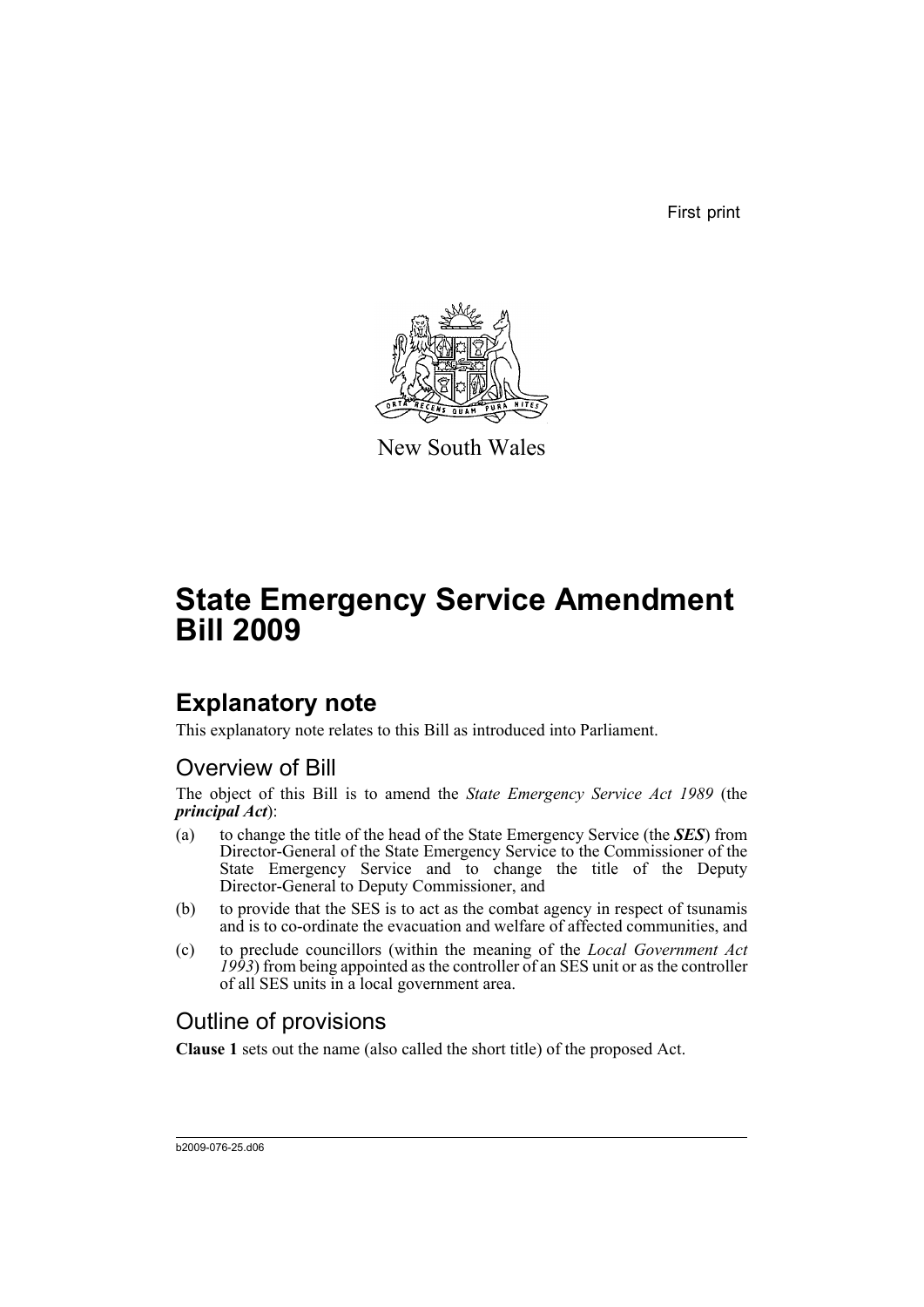First print

New South Wales

# State Emergency Service Amendment Bill 2009

## Explanatory note

This explanatory note relates to this Bill as introduced into Parliament.

### Overview of Bill

The object of this Bill is to amend the *State Emergency Service Act 1989* (the ***principal Act***):

(a) to change the title of the head of the State Emergency Service (the ***SES***) from Director-General of the State Emergency Service to the Commissioner of the State Emergency Service and to change the title of the Deputy Director-General to Deputy Commissioner, and

(b) to provide that the SES is to act as the combat agency in respect of tsunamis and is to co-ordinate the evacuation and welfare of affected communities, and

(c) to preclude councillors (within the meaning of the *Local Government Act 1993*) from being appointed as the controller of an SES unit or as the controller of all SES units in a local government area.

### Outline of provisions

**Clause 1** sets out the name (also called the short title) of the proposed Act.

b2009-076-25.d06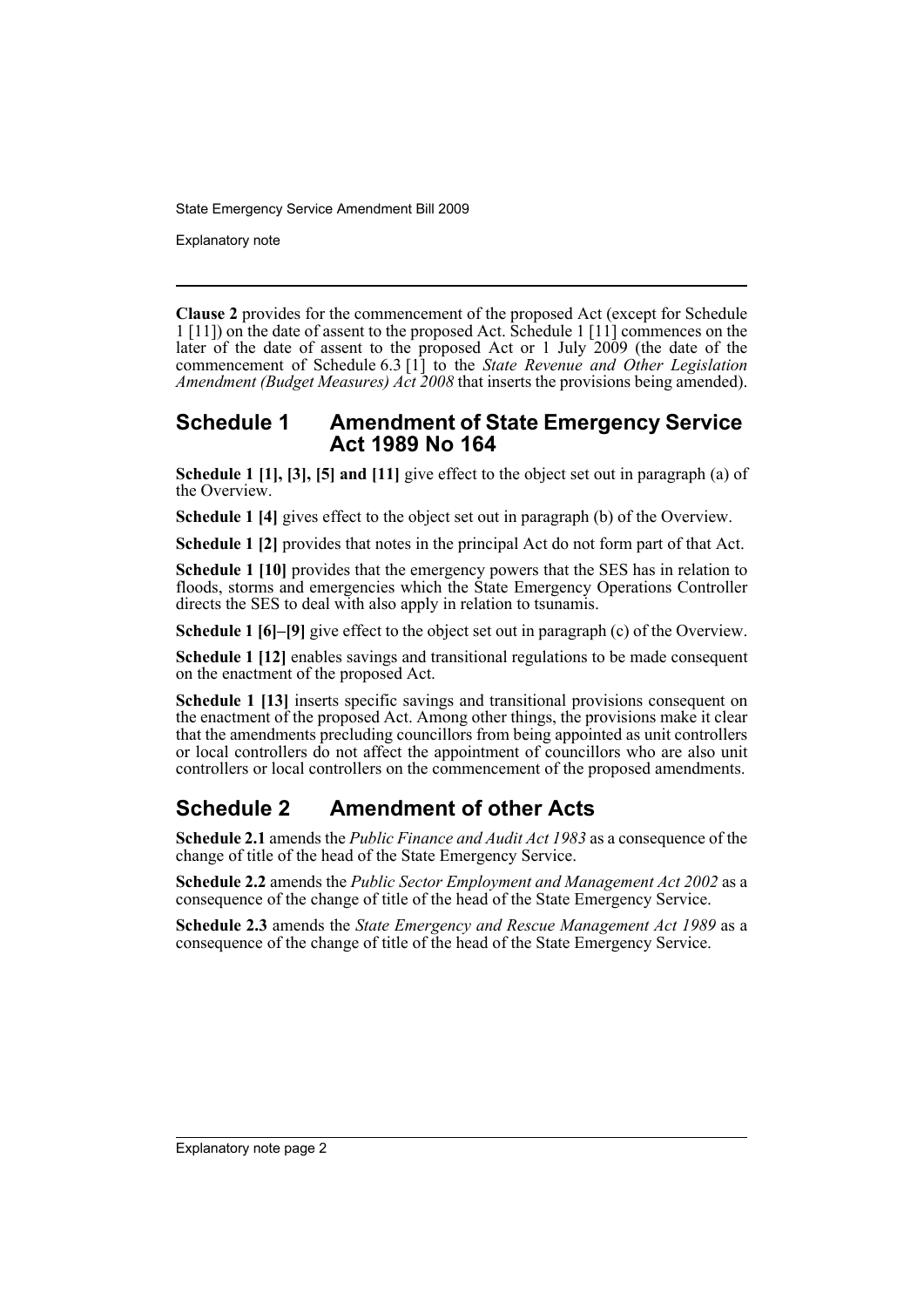**Clause 2** provides for the commencement of the proposed Act (except for Schedule 1 [11]) on the date of assent to the proposed Act. Schedule 1 [11] commences on the later of the date of assent to the proposed Act or 1 July 2009 (the date of the commencement of Schedule 6.3 [1] to the *State Revenue and Other Legislation Amendment (Budget Measures) Act 2008* that inserts the provisions being amended).

## Schedule 1 Amendment of State Emergency Service Act 1989 No 164

**Schedule 1 [1], [3], [5] and [11]** give effect to the object set out in paragraph (a) of the Overview.

**Schedule 1 [4]** gives effect to the object set out in paragraph (b) of the Overview.

**Schedule 1 [2]** provides that notes in the principal Act do not form part of that Act.

**Schedule 1 [10]** provides that the emergency powers that the SES has in relation to floods, storms and emergencies which the State Emergency Operations Controller directs the SES to deal with also apply in relation to tsunamis.

**Schedule 1 [6]–[9]** give effect to the object set out in paragraph (c) of the Overview.

**Schedule 1 [12]** enables savings and transitional regulations to be made consequent on the enactment of the proposed Act.

**Schedule 1 [13]** inserts specific savings and transitional provisions consequent on the enactment of the proposed Act. Among other things, the provisions make it clear that the amendments precluding councillors from being appointed as unit controllers or local controllers do not affect the appointment of councillors who are also unit controllers or local controllers on the commencement of the proposed amendments.

## Schedule 2 Amendment of other Acts

**Schedule 2.1** amends the *Public Finance and Audit Act 1983* as a consequence of the change of title of the head of the State Emergency Service.

**Schedule 2.2** amends the *Public Sector Employment and Management Act 2002* as a consequence of the change of title of the head of the State Emergency Service.

**Schedule 2.3** amends the *State Emergency and Rescue Management Act 1989* as a consequence of the change of title of the head of the State Emergency Service.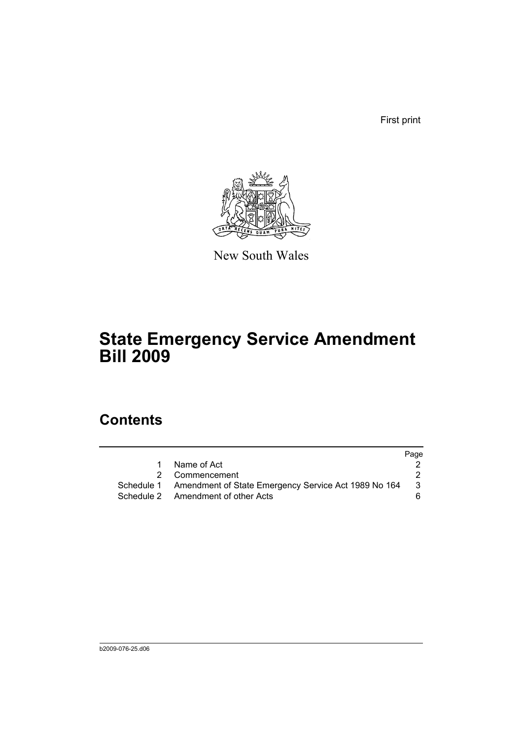First print

New South Wales

# State Emergency Service Amendment Bill 2009

## Contents

| | | Page |
|---|---|---|
| 1 | Name of Act | 2 |
| 2 | Commencement | 2 |
| Schedule 1 | Amendment of State Emergency Service Act 1989 No 164 | 3 |
| Schedule 2 | Amendment of other Acts | 6 |

b2009-076-25.d06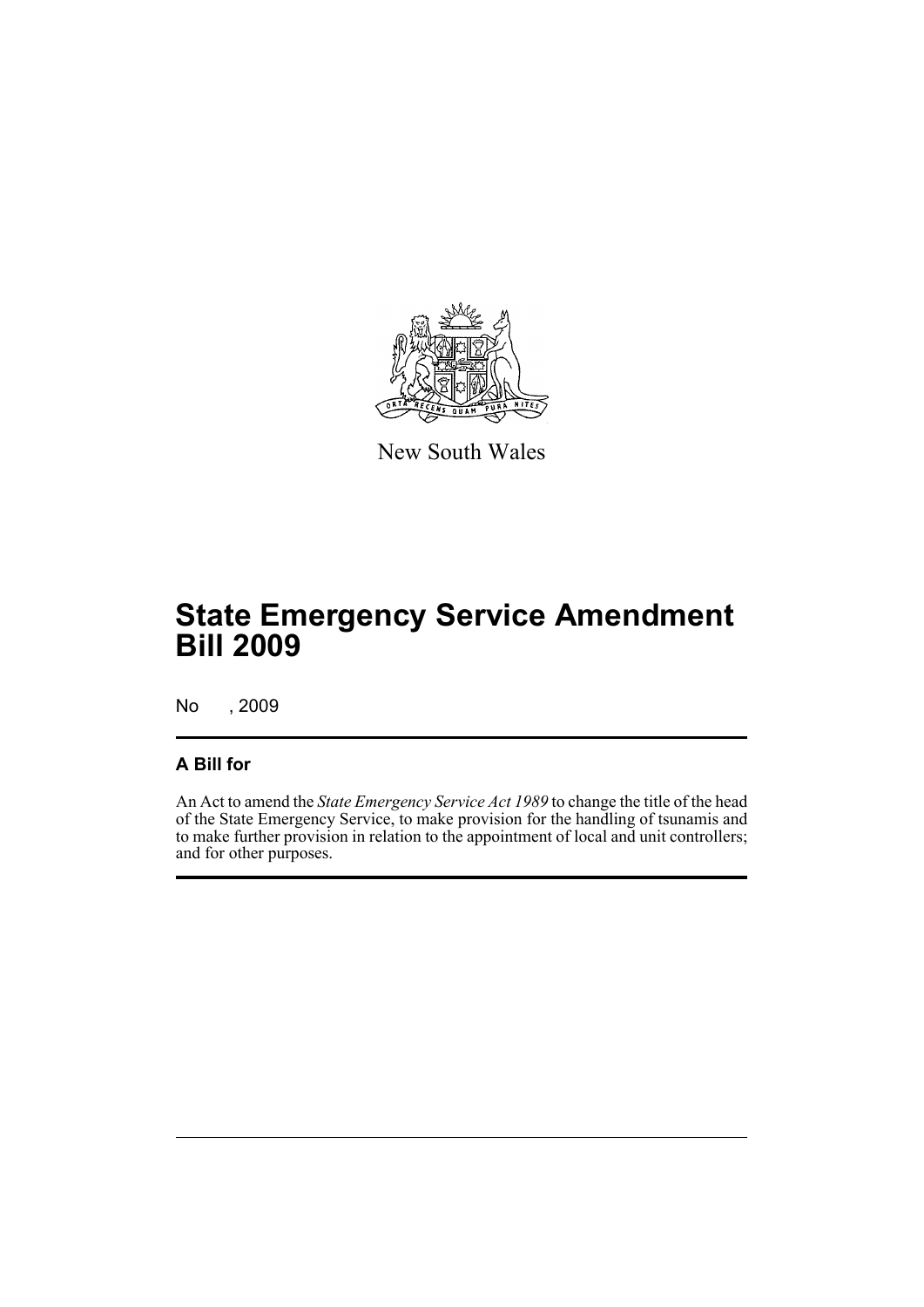New South Wales

# State Emergency Service Amendment Bill 2009

No , 2009

## A Bill for

An Act to amend the *State Emergency Service Act 1989* to change the title of the head of the State Emergency Service, to make provision for the handling of tsunamis and to make further provision in relation to the appointment of local and unit controllers; and for other purposes.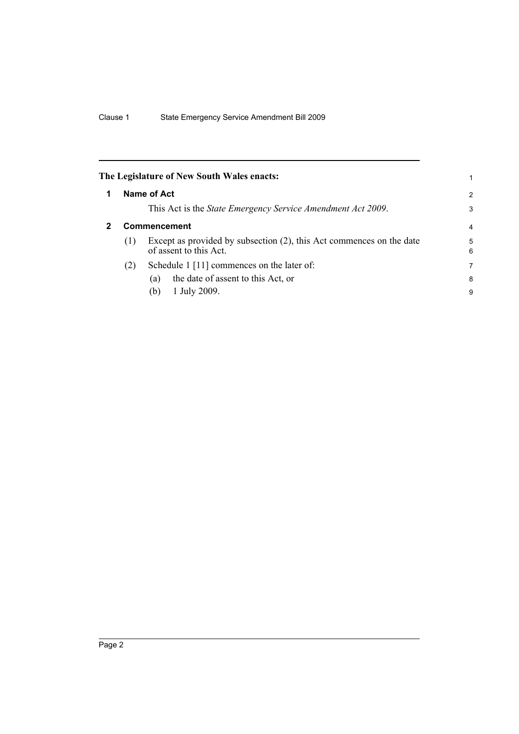**The Legislature of New South Wales enacts:**

## 1 Name of Act

This Act is the *State Emergency Service Amendment Act 2009*.

## 2 Commencement

(1) Except as provided by subsection (2), this Act commences on the date of assent to this Act.

(2) Schedule 1 [11] commences on the later of:

  (a) the date of assent to this Act, or

  (b) 1 July 2009.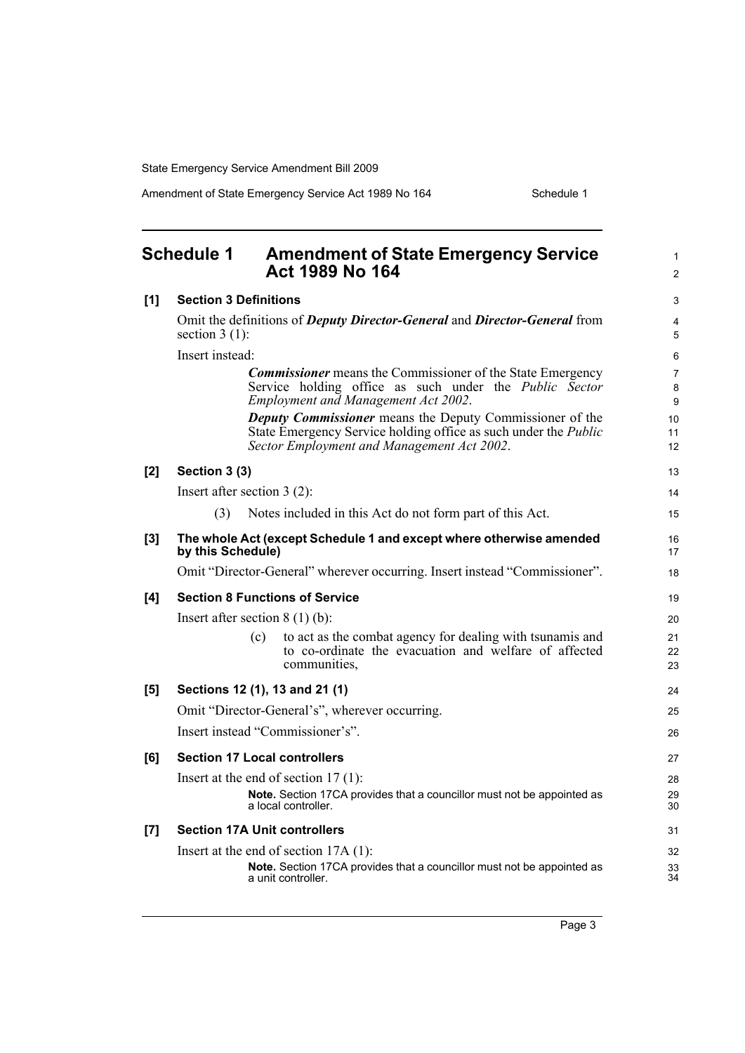## Schedule 1 Amendment of State Emergency Service Act 1989 No 164

**[1] Section 3 Definitions**

Omit the definitions of ***Deputy Director-General*** and ***Director-General*** from section 3 (1):

Insert instead:

> ***Commissioner*** means the Commissioner of the State Emergency Service holding office as such under the *Public Sector Employment and Management Act 2002*.
>
> ***Deputy Commissioner*** means the Deputy Commissioner of the State Emergency Service holding office as such under the *Public Sector Employment and Management Act 2002*.

**[2] Section 3 (3)**

Insert after section 3 (2):

> (3) Notes included in this Act do not form part of this Act.

**[3] The whole Act (except Schedule 1 and except where otherwise amended by this Schedule)**

Omit "Director-General" wherever occurring. Insert instead "Commissioner".

**[4] Section 8 Functions of Service**

Insert after section 8 (1) (b):

> (c) to act as the combat agency for dealing with tsunamis and to co-ordinate the evacuation and welfare of affected communities,

**[5] Sections 12 (1), 13 and 21 (1)**

Omit "Director-General's", wherever occurring.

Insert instead "Commissioner's".

**[6] Section 17 Local controllers**

Insert at the end of section 17 (1):

> **Note.** Section 17CA provides that a councillor must not be appointed as a local controller.

**[7] Section 17A Unit controllers**

Insert at the end of section 17A (1):

> **Note.** Section 17CA provides that a councillor must not be appointed as a unit controller.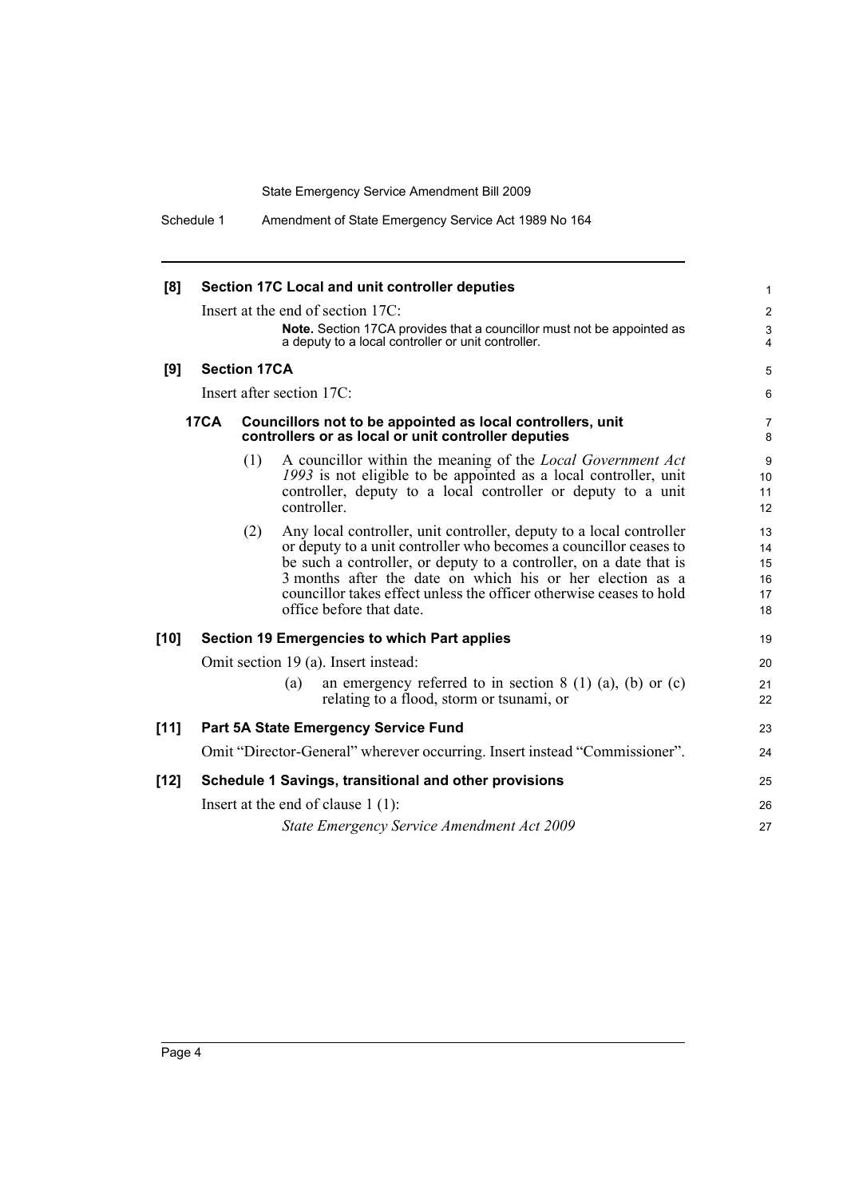**[8] Section 17C Local and unit controller deputies**

Insert at the end of section 17C:

> **Note.** Section 17CA provides that a councillor must not be appointed as a deputy to a local controller or unit controller.

**[9] Section 17CA**

Insert after section 17C:

**17CA Councillors not to be appointed as local controllers, unit controllers or as local or unit controller deputies**

(1) A councillor within the meaning of the *Local Government Act 1993* is not eligible to be appointed as a local controller, unit controller, deputy to a local controller or deputy to a unit controller.

(2) Any local controller, unit controller, deputy to a local controller or deputy to a unit controller who becomes a councillor ceases to be such a controller, or deputy to a controller, on a date that is 3 months after the date on which his or her election as a councillor takes effect unless the officer otherwise ceases to hold office before that date.

**[10] Section 19 Emergencies to which Part applies**

Omit section 19 (a). Insert instead:

(a) an emergency referred to in section 8 (1) (a), (b) or (c) relating to a flood, storm or tsunami, or

**[11] Part 5A State Emergency Service Fund**

Omit "Director-General" wherever occurring. Insert instead "Commissioner".

**[12] Schedule 1 Savings, transitional and other provisions**

Insert at the end of clause 1 (1):

*State Emergency Service Amendment Act 2009*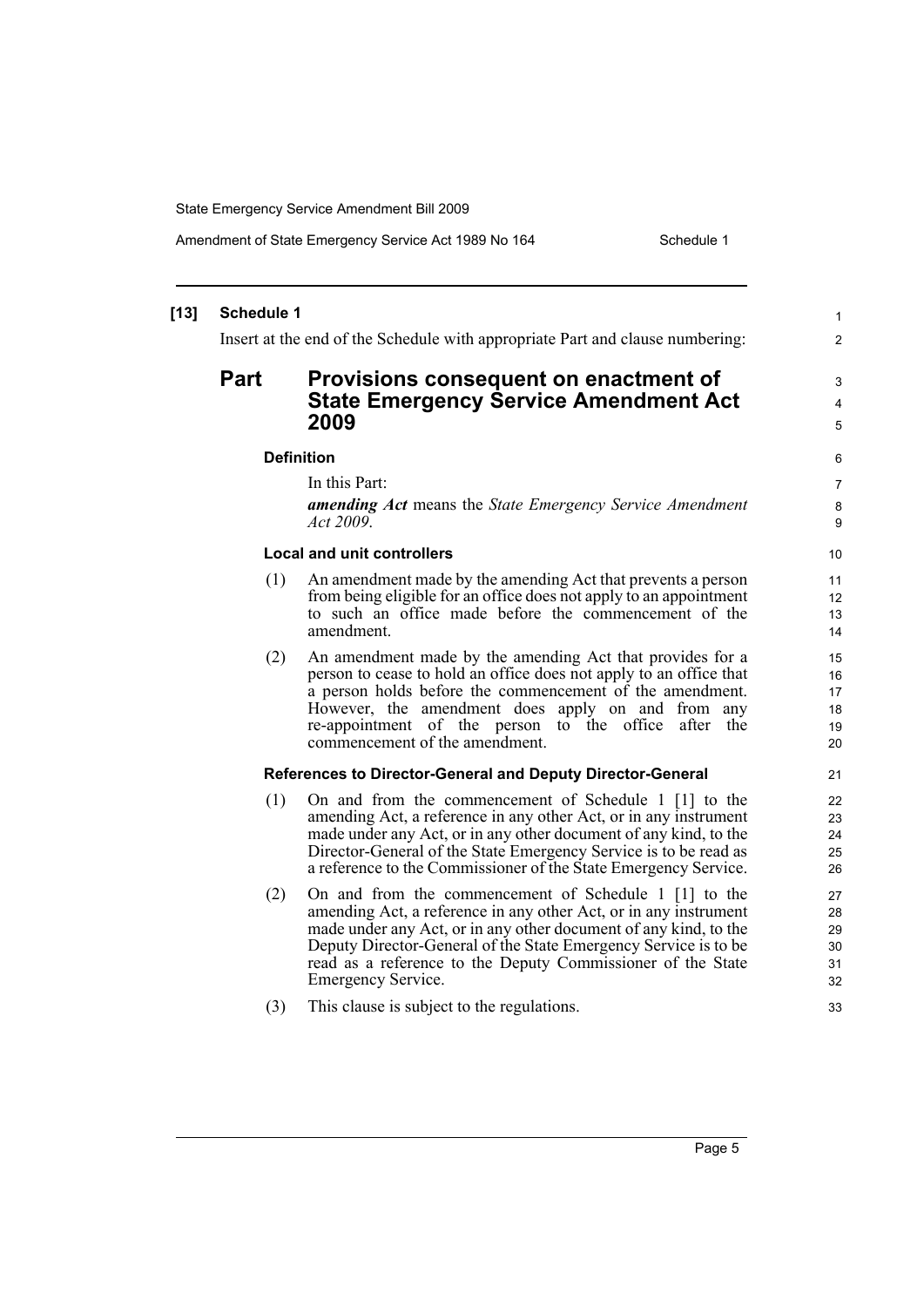**[13] Schedule 1**

Insert at the end of the Schedule with appropriate Part and clause numbering:

# Part Provisions consequent on enactment of State Emergency Service Amendment Act 2009

### Definition

In this Part:

***amending Act*** means the *State Emergency Service Amendment Act 2009*.

### Local and unit controllers

(1) An amendment made by the amending Act that prevents a person from being eligible for an office does not apply to an appointment to such an office made before the commencement of the amendment.

(2) An amendment made by the amending Act that provides for a person to cease to hold an office does not apply to an office that a person holds before the commencement of the amendment. However, the amendment does apply on and from any re-appointment of the person to the office after the commencement of the amendment.

### References to Director-General and Deputy Director-General

(1) On and from the commencement of Schedule 1 [1] to the amending Act, a reference in any other Act, or in any instrument made under any Act, or in any other document of any kind, to the Director-General of the State Emergency Service is to be read as a reference to the Commissioner of the State Emergency Service.

(2) On and from the commencement of Schedule 1 [1] to the amending Act, a reference in any other Act, or in any instrument made under any Act, or in any other document of any kind, to the Deputy Director-General of the State Emergency Service is to be read as a reference to the Deputy Commissioner of the State Emergency Service.

(3) This clause is subject to the regulations.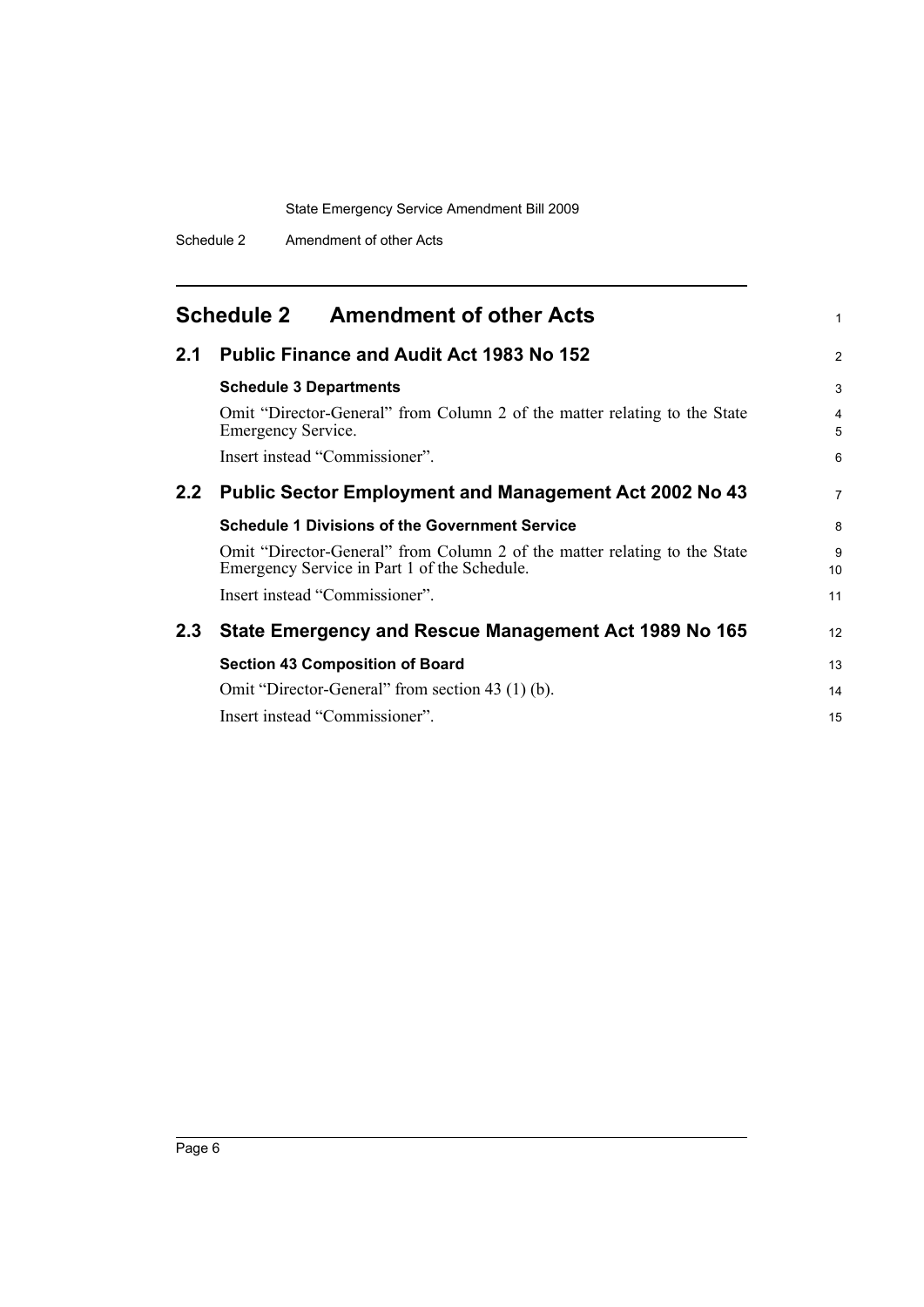# Schedule 2 Amendment of other Acts

## 2.1 Public Finance and Audit Act 1983 No 152

### Schedule 3 Departments

Omit "Director-General" from Column 2 of the matter relating to the State Emergency Service.

Insert instead "Commissioner".

## 2.2 Public Sector Employment and Management Act 2002 No 43

### Schedule 1 Divisions of the Government Service

Omit "Director-General" from Column 2 of the matter relating to the State Emergency Service in Part 1 of the Schedule.

Insert instead "Commissioner".

## 2.3 State Emergency and Rescue Management Act 1989 No 165

### Section 43 Composition of Board

Omit "Director-General" from section 43 (1) (b).

Insert instead "Commissioner".